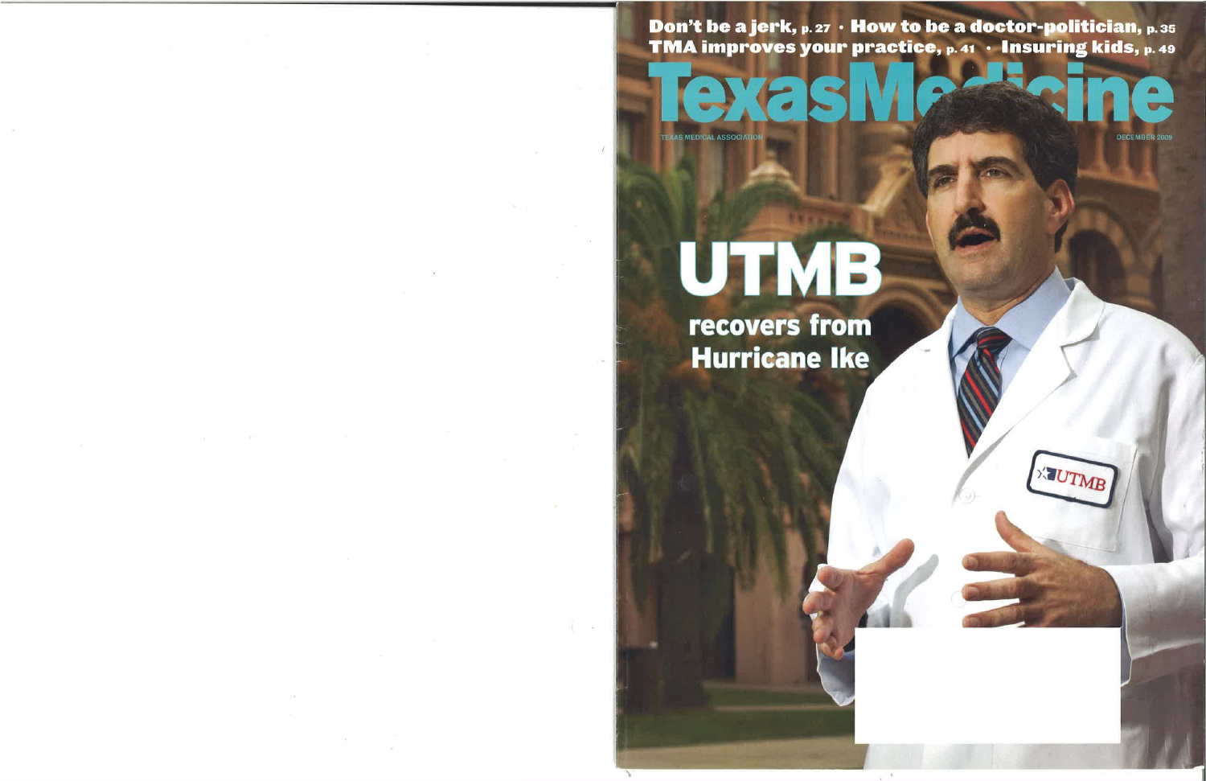Don't be a jerk, p. 27 · How to be a doctor-politician, p. 35
TMA improves your practice, p. 41 · Insuring kids, p. 49

# Texas Medicine

TEXAS MEDICAL ASSOCIATION

DECEMBER 2009

## UTMB recovers from Hurricane Ike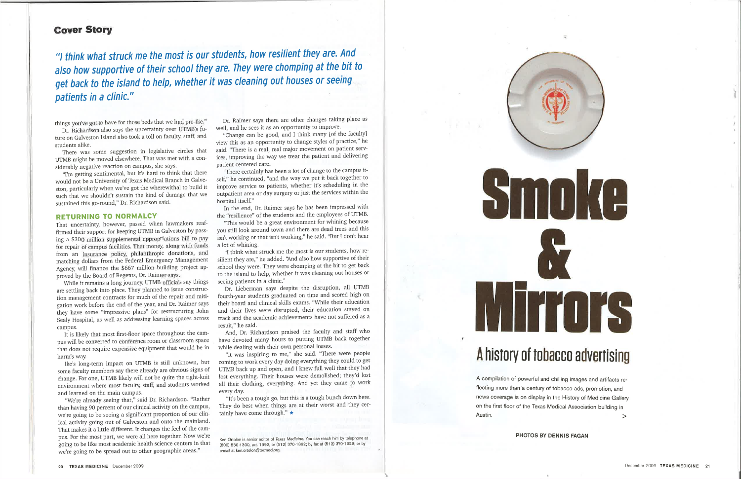## Cover Story

*"I think what struck me the most is our students, how resilient they are. And also how supportive of their school they are. They were chomping at the bit to get back to the island to help, whether it was cleaning out houses or seeing patients in a clinic."*

things you've got to have for those beds that we had pre-Ike."

Dr. Richardson also says the uncertainty over UTMB's future on Galveston Island also took a toll on faculty, staff, and students alike.

There was some suggestion in legislative circles that UTMB might be moved elsewhere. That was met with a considerably negative reaction on campus, she says.

"I'm getting sentimental, but it's hard to think that there would not be a University of Texas Medical Branch in Galveston, particularly when we've got the wherewithal to build it such that we shouldn't sustain the kind of damage that we sustained this go-round," Dr. Richardson said.

### RETURNING TO NORMALCY

That uncertainty, however, passed when lawmakers reaffirmed their support for keeping UTMB in Galveston by passing a $300 million supplemental appropriations bill to pay for repair of campus facilities. That money, along with funds from an insurance policy, philanthropic donations, and matching dollars from the Federal Emergency Management Agency, will finance the $667 million building project approved by the Board of Regents, Dr. Raimer says.

While it remains a long journey, UTMB officials say things are settling back into place. They planned to issue construction management contracts for much of the repair and mitigation work before the end of the year, and Dr. Raimer says they have some "impressive plans" for restructuring John Sealy Hospital, as well as addressing learning spaces across campus.

It is likely that most first-floor space throughout the campus will be converted to conference room or classroom space that does not require expensive equipment that would be in harm's way.

Ike's long-term impact on UTMB is still unknown, but some faculty members say there already are obvious signs of change. For one, UTMB likely will not be quite the tight-knit environment where most faculty, staff, and students worked and learned on the main campus.

"We're already seeing that," said Dr. Richardson. "Rather than having 90 percent of our clinical activity on the campus, we're going to be seeing a significant proportion of our clinical activity going out of Galveston and onto the mainland. That makes it a little different. It changes the feel of the campus. For the most part, we were all here together. Now we're going to be like most academic health science centers in that we're going to be spread out to other geographic areas."

Dr. Raimer says there are other changes taking place as well, and he sees it as an opportunity to improve.

"Change can be good, and I think many [of the faculty] view this as an opportunity to change styles of practice," he said. "There is a real, real major movement on patient services, improving the way we treat the patient and delivering patient-centered care.

"There certainly has been a lot of change to the campus itself," he continued, "and the way we put it back together to improve service to patients, whether it's scheduling in the outpatient area or day surgery or just the services within the hospital itself."

In the end, Dr. Raimer says he has been impressed with the "resilience" of the students and the employees of UTMB.

"This would be a great environment for whining because you still look around town and there are dead trees and this isn't working or that isn't working," he said. "But I don't hear a lot of whining.

"I think what struck me the most is our students, how resilient they are," he added. "And also how supportive of their school they were. They were chomping at the bit to get back to the island to help, whether it was cleaning out houses or seeing patients in a clinic."

Dr. Lieberman says despite the disruption, all UTMB fourth-year students graduated on time and scored high on their board and clinical skills exams. "While their education and their lives were disrupted, their education stayed on track and the academic achievements have not suffered as a result," he said.

And, Dr. Richardson praised the faculty and staff who have devoted many hours to putting UTMB back together while dealing with their own personal losses.

"It was inspiring to me," she said. "There were people coming to work every day doing everything they could to get UTMB back up and open, and I knew full well that they had lost everything. Their houses were demolished; they'd lost all their clothing, everything. And yet they came to work every day.

"It's been a tough go, but this is a tough bunch down here. They do best when things are at their worst and they certainly have come through." ★

Ken Ortolon is senior editor of *Texas Medicine*. You can reach him by telephone at (800) 880-1300, ext. 1392, or (512) 370-1392; by fax at (512) 370-1629; or by e-mail at ken.ortolon@texmed.org.

# Smoke & Mirrors

## A history of tobacco advertising

A compilation of powerful and chilling images and artifacts reflecting more than a century of tobacco ads, promotion, and news coverage is on display in the History of Medicine Gallery on the first floor of the Texas Medical Association building in Austin.

**PHOTOS BY DENNIS FAGAN**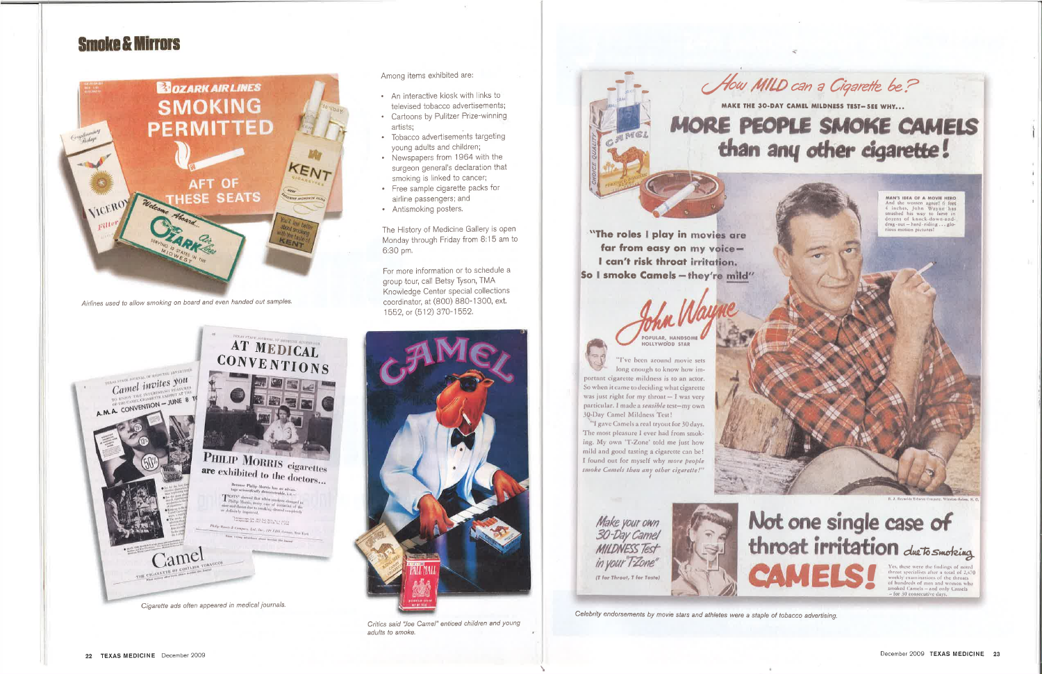# Smoke & Mirrors

Airlines used to allow smoking on board and even handed out samples.

Among items exhibited are:

- An interactive kiosk with links to televised tobacco advertisements;
- Cartoons by Pulitzer Prize-winning artists;
- Tobacco advertisements targeting young adults and children;
- Newspapers from 1964 with the surgeon general's declaration that smoking is linked to cancer;
- Free sample cigarette packs for airline passengers; and
- Antismoking posters.

The History of Medicine Gallery is open Monday through Friday from 8:15 am to 6:30 pm.

For more information or to schedule a group tour, call Betsy Tyson, TMA Knowledge Center special collections coordinator, at (800) 880-1300, ext. 1552, or (512) 370-1552.

Cigarette ads often appeared in medical journals.

Critics said "Joe Camel" enticed children and young adults to smoke.

Celebrity endorsements by movie stars and athletes were a staple of tobacco advertising.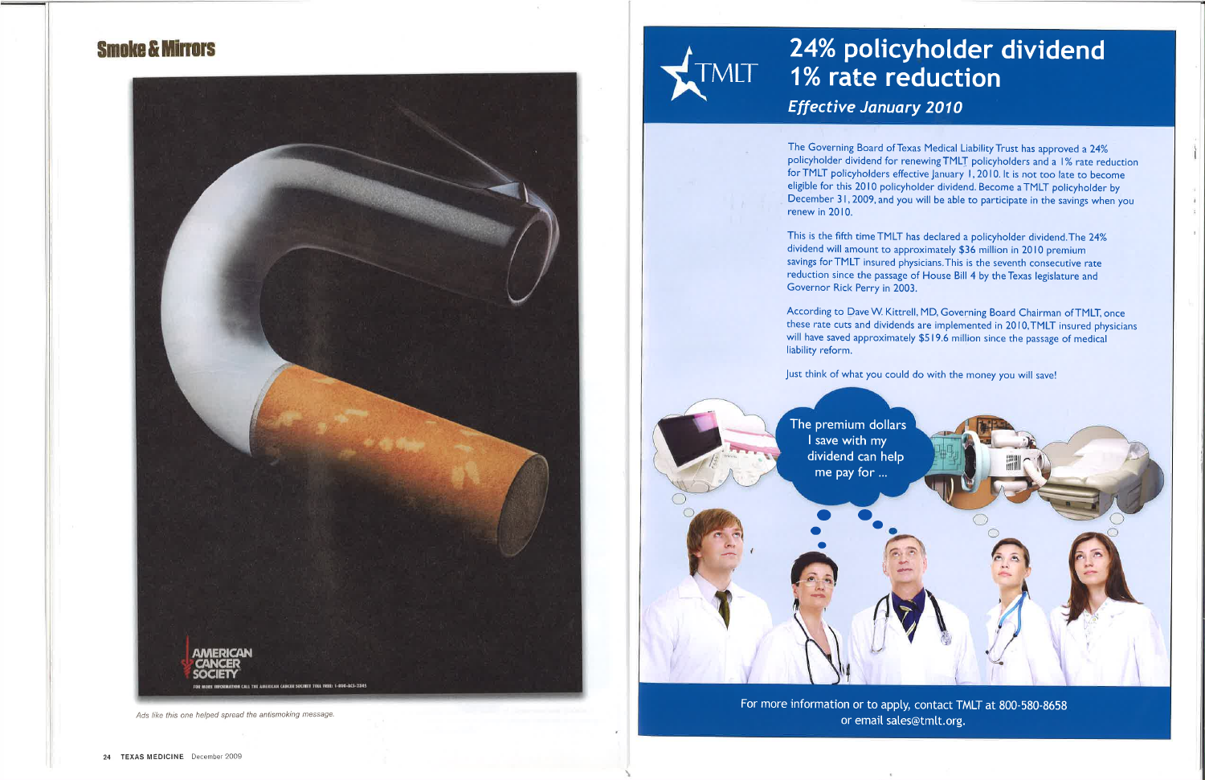## Smoke & Mirrors

AMERICAN CANCER SOCIETY

*Ads like this one helped spread the antismoking message.*

# 24% policyholder dividend 1% rate reduction

TMLT

***Effective January 2010***

The Governing Board of Texas Medical Liability Trust has approved a 24% policyholder dividend for renewing TMLT policyholders and a 1% rate reduction for TMLT policyholders effective January 1, 2010. It is not too late to become eligible for this 2010 policyholder dividend. Become a TMLT policyholder by December 31, 2009, and you will be able to participate in the savings when you renew in 2010.

This is the fifth time TMLT has declared a policyholder dividend. The 24% dividend will amount to approximately $36 million in 2010 premium savings for TMLT insured physicians. This is the seventh consecutive rate reduction since the passage of House Bill 4 by the Texas legislature and Governor Rick Perry in 2003.

According to Dave W. Kittrell, MD, Governing Board Chairman of TMLT, once these rate cuts and dividends are implemented in 2010, TMLT insured physicians will have saved approximately $519.6 million since the passage of medical liability reform.

Just think of what you could do with the money you will save!

The premium dollars I save with my dividend can help me pay for ...

For more information or to apply, contact TMLT at 800-580-8658 or email sales@tmlt.org.